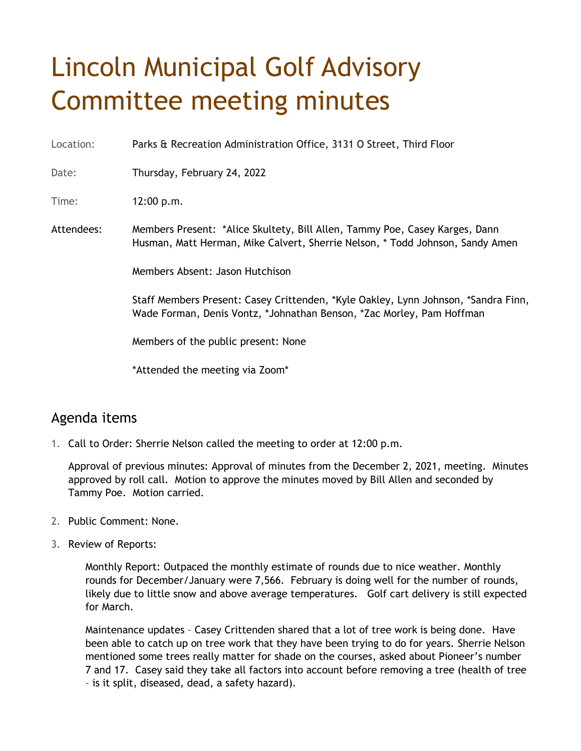# Lincoln Municipal Golf Advisory Committee meeting minutes

Location: Parks & Recreation Administration Office, 3131 O Street, Third Floor

Date: Thursday, February 24, 2022

Time: 12:00 p.m.

Attendees: Members Present: *Alice Skultety, Bill Allen, Tammy Poe, Casey Karges, Dann Husman, Matt Herman, Mike Calvert, Sherrie Nelson, * Todd Johnson, Sandy Amen

Members Absent: Jason Hutchison

Staff Members Present: Casey Crittenden, *Kyle Oakley, Lynn Johnson, *Sandra Finn, Wade Forman, Denis Vontz, *Johnathan Benson, *Zac Morley, Pam Hoffman

Members of the public present: None

*Attended the meeting via Zoom*

## Agenda items

1. Call to Order: Sherrie Nelson called the meeting to order at 12:00 p.m.

   Approval of previous minutes: Approval of minutes from the December 2, 2021, meeting. Minutes approved by roll call. Motion to approve the minutes moved by Bill Allen and seconded by Tammy Poe. Motion carried.

2. Public Comment: None.

3. Review of Reports:

   Monthly Report: Outpaced the monthly estimate of rounds due to nice weather. Monthly rounds for December/January were 7,566. February is doing well for the number of rounds, likely due to little snow and above average temperatures. Golf cart delivery is still expected for March.

   Maintenance updates – Casey Crittenden shared that a lot of tree work is being done. Have been able to catch up on tree work that they have been trying to do for years. Sherrie Nelson mentioned some trees really matter for shade on the courses, asked about Pioneer's number 7 and 17. Casey said they take all factors into account before removing a tree (health of tree – is it split, diseased, dead, a safety hazard).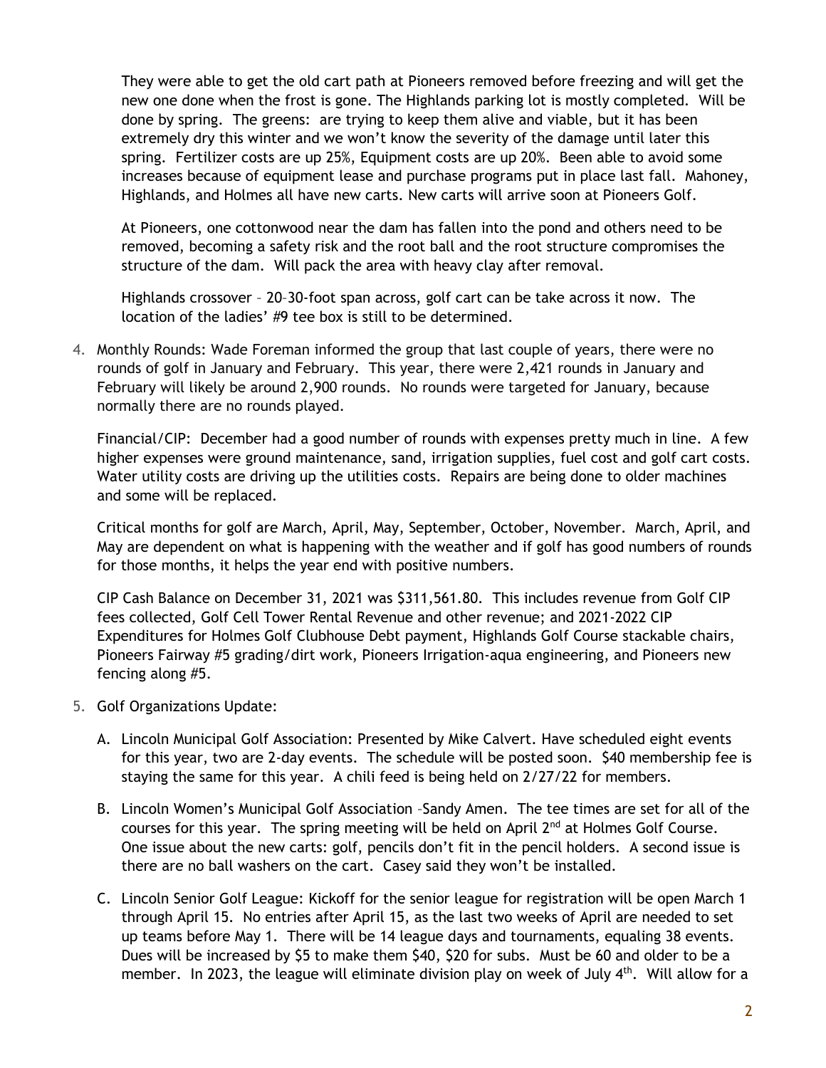They were able to get the old cart path at Pioneers removed before freezing and will get the new one done when the frost is gone. The Highlands parking lot is mostly completed. Will be done by spring. The greens: are trying to keep them alive and viable, but it has been extremely dry this winter and we won't know the severity of the damage until later this spring. Fertilizer costs are up 25%, Equipment costs are up 20%. Been able to avoid some increases because of equipment lease and purchase programs put in place last fall. Mahoney, Highlands, and Holmes all have new carts. New carts will arrive soon at Pioneers Golf.

At Pioneers, one cottonwood near the dam has fallen into the pond and others need to be removed, becoming a safety risk and the root ball and the root structure compromises the structure of the dam. Will pack the area with heavy clay after removal.

Highlands crossover – 20–30-foot span across, golf cart can be take across it now. The location of the ladies' #9 tee box is still to be determined.

4. Monthly Rounds: Wade Foreman informed the group that last couple of years, there were no rounds of golf in January and February. This year, there were 2,421 rounds in January and February will likely be around 2,900 rounds. No rounds were targeted for January, because normally there are no rounds played.

   Financial/CIP: December had a good number of rounds with expenses pretty much in line. A few higher expenses were ground maintenance, sand, irrigation supplies, fuel cost and golf cart costs. Water utility costs are driving up the utilities costs. Repairs are being done to older machines and some will be replaced.

   Critical months for golf are March, April, May, September, October, November. March, April, and May are dependent on what is happening with the weather and if golf has good numbers of rounds for those months, it helps the year end with positive numbers.

   CIP Cash Balance on December 31, 2021 was $311,561.80. This includes revenue from Golf CIP fees collected, Golf Cell Tower Rental Revenue and other revenue; and 2021-2022 CIP Expenditures for Holmes Golf Clubhouse Debt payment, Highlands Golf Course stackable chairs, Pioneers Fairway #5 grading/dirt work, Pioneers Irrigation-aqua engineering, and Pioneers new fencing along #5.

5. Golf Organizations Update:

   A. Lincoln Municipal Golf Association: Presented by Mike Calvert. Have scheduled eight events for this year, two are 2-day events. The schedule will be posted soon. $40 membership fee is staying the same for this year. A chili feed is being held on 2/27/22 for members.

   B. Lincoln Women's Municipal Golf Association –Sandy Amen. The tee times are set for all of the courses for this year. The spring meeting will be held on April 2nd at Holmes Golf Course. One issue about the new carts: golf, pencils don't fit in the pencil holders. A second issue is there are no ball washers on the cart. Casey said they won't be installed.

   C. Lincoln Senior Golf League: Kickoff for the senior league for registration will be open March 1 through April 15. No entries after April 15, as the last two weeks of April are needed to set up teams before May 1. There will be 14 league days and tournaments, equaling 38 events. Dues will be increased by $5 to make them $40, $20 for subs. Must be 60 and older to be a member. In 2023, the league will eliminate division play on week of July 4th. Will allow for a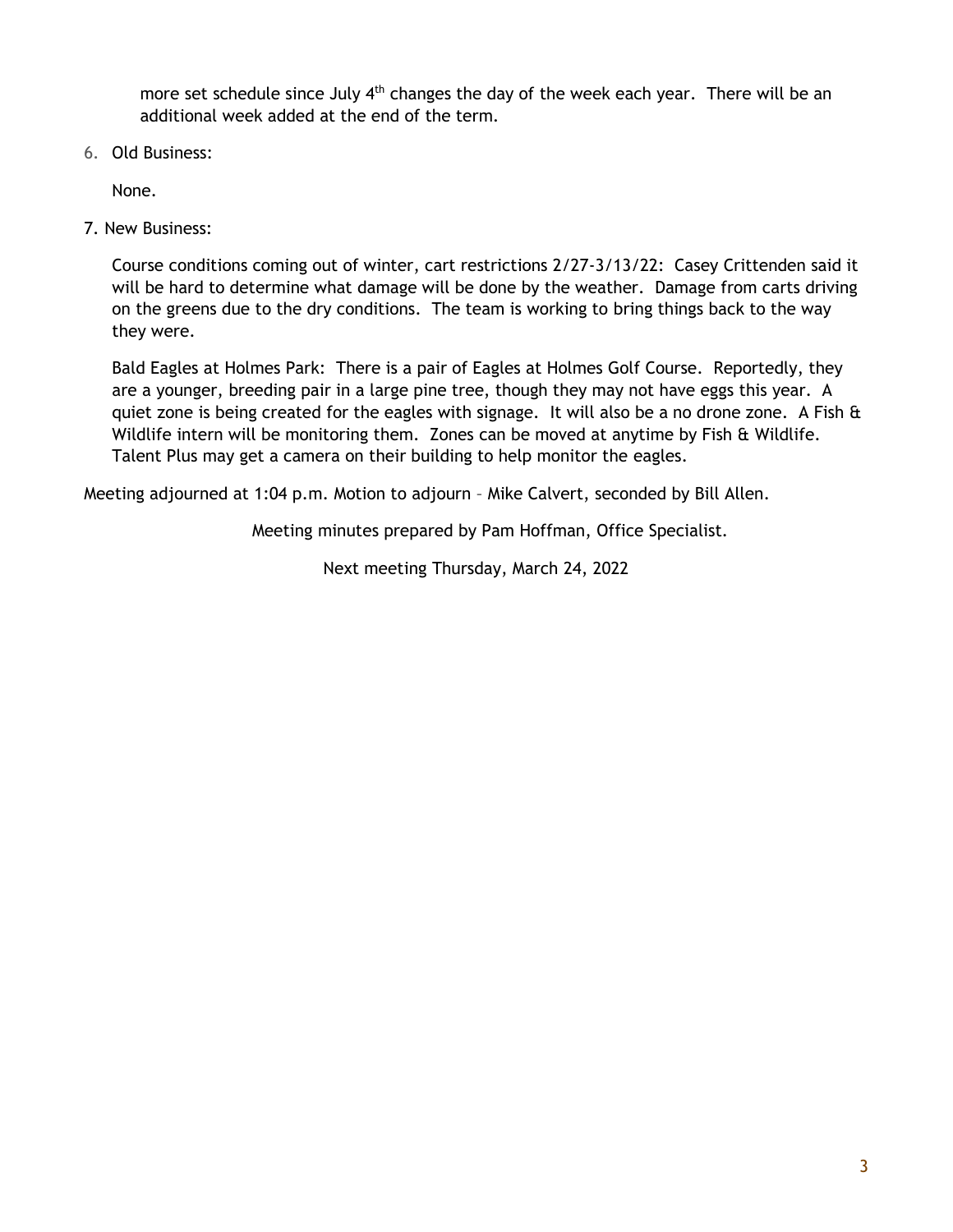more set schedule since July 4th changes the day of the week each year. There will be an additional week added at the end of the term.

6. Old Business:

   None.

7. New Business:

   Course conditions coming out of winter, cart restrictions 2/27-3/13/22: Casey Crittenden said it will be hard to determine what damage will be done by the weather. Damage from carts driving on the greens due to the dry conditions. The team is working to bring things back to the way they were.

   Bald Eagles at Holmes Park: There is a pair of Eagles at Holmes Golf Course. Reportedly, they are a younger, breeding pair in a large pine tree, though they may not have eggs this year. A quiet zone is being created for the eagles with signage. It will also be a no drone zone. A Fish & Wildlife intern will be monitoring them. Zones can be moved at anytime by Fish & Wildlife. Talent Plus may get a camera on their building to help monitor the eagles.

Meeting adjourned at 1:04 p.m. Motion to adjourn – Mike Calvert, seconded by Bill Allen.

Meeting minutes prepared by Pam Hoffman, Office Specialist.

Next meeting Thursday, March 24, 2022